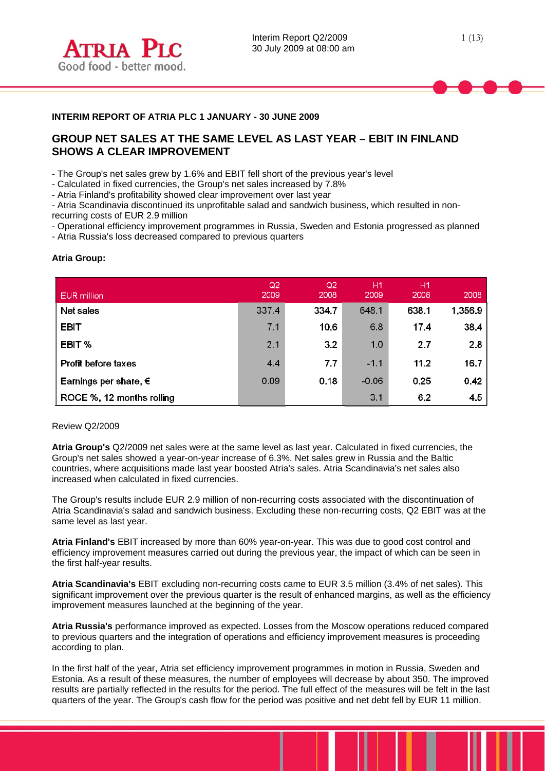**INTERIM REPORT OF ATRIA PLC 1 JANUARY - 30 JUNE 2009**

## GROUP NET SALES AT THE SAME LEVEL AS LAST YEAR – EBIT IN FINLAND SHOWS A CLEAR IMPROVEMENT

- The Group's net sales grew by 1.6% and EBIT fell short of the previous year's level
- Calculated in fixed currencies, the Group's net sales increased by 7.8%
- Atria Finland's profitability showed clear improvement over last year
- Atria Scandinavia discontinued its unprofitable salad and sandwich business, which resulted in non-recurring costs of EUR 2.9 million
- Operational efficiency improvement programmes in Russia, Sweden and Estonia progressed as planned
- Atria Russia's loss decreased compared to previous quarters

**Atria Group:**

| EUR million | Q2 2009 | Q2 2008 | H1 2009 | H1 2008 | 2008 |
|---|---|---|---|---|---|
| Net sales | 337.4 | 334.7 | 648.1 | 638.1 | 1,356.9 |
| EBIT | 7.1 | 10.6 | 6.8 | 17.4 | 38.4 |
| EBIT % | 2.1 | 3.2 | 1.0 | 2.7 | 2.8 |
| Profit before taxes | 4.4 | 7.7 | -1.1 | 11.2 | 16.7 |
| Earnings per share, € | 0.09 | 0.18 | -0.06 | 0.25 | 0.42 |
| ROCE %, 12 months rolling | | | 3.1 | 6.2 | 4.5 |

Review Q2/2009

**Atria Group's** Q2/2009 net sales were at the same level as last year. Calculated in fixed currencies, the Group's net sales showed a year-on-year increase of 6.3%. Net sales grew in Russia and the Baltic countries, where acquisitions made last year boosted Atria's sales. Atria Scandinavia's net sales also increased when calculated in fixed currencies.

The Group's results include EUR 2.9 million of non-recurring costs associated with the discontinuation of Atria Scandinavia's salad and sandwich business. Excluding these non-recurring costs, Q2 EBIT was at the same level as last year.

**Atria Finland's** EBIT increased by more than 60% year-on-year. This was due to good cost control and efficiency improvement measures carried out during the previous year, the impact of which can be seen in the first half-year results.

**Atria Scandinavia's** EBIT excluding non-recurring costs came to EUR 3.5 million (3.4% of net sales). This significant improvement over the previous quarter is the result of enhanced margins, as well as the efficiency improvement measures launched at the beginning of the year.

**Atria Russia's** performance improved as expected. Losses from the Moscow operations reduced compared to previous quarters and the integration of operations and efficiency improvement measures is proceeding according to plan.

In the first half of the year, Atria set efficiency improvement programmes in motion in Russia, Sweden and Estonia. As a result of these measures, the number of employees will decrease by about 350. The improved results are partially reflected in the results for the period. The full effect of the measures will be felt in the last quarters of the year. The Group's cash flow for the period was positive and net debt fell by EUR 11 million.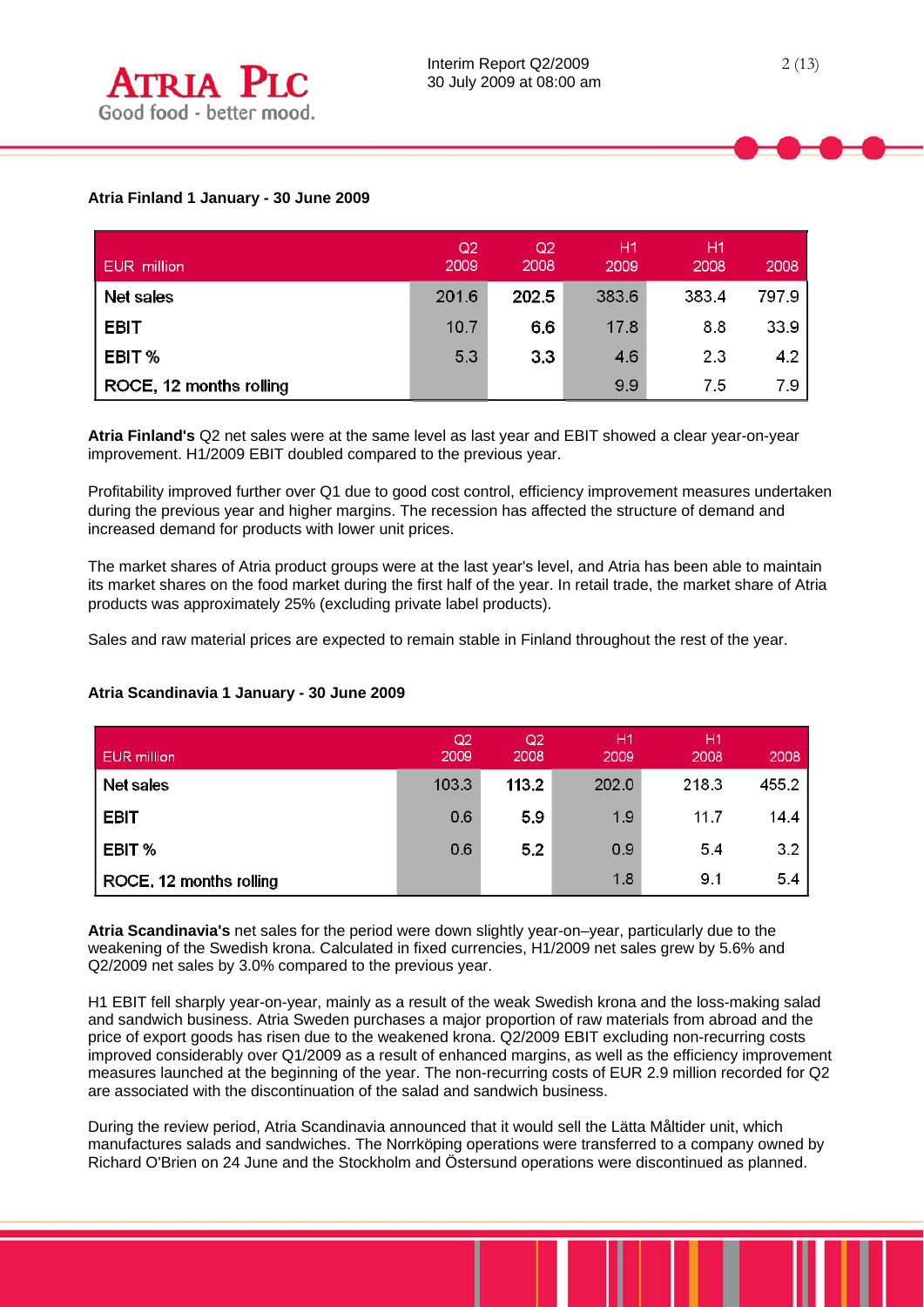**Atria Finland 1 January - 30 June 2009**

| EUR million | Q2 2009 | Q2 2008 | H1 2009 | H1 2008 | 2008 |
|---|---|---|---|---|---|
| Net sales | 201.6 | 202.5 | 383.6 | 383.4 | 797.9 |
| EBIT | 10.7 | 6.6 | 17.8 | 8.8 | 33.9 |
| EBIT % | 5.3 | 3.3 | 4.6 | 2.3 | 4.2 |
| ROCE, 12 months rolling | | | 9.9 | 7.5 | 7.9 |

**Atria Finland's** Q2 net sales were at the same level as last year and EBIT showed a clear year-on-year improvement. H1/2009 EBIT doubled compared to the previous year.

Profitability improved further over Q1 due to good cost control, efficiency improvement measures undertaken during the previous year and higher margins. The recession has affected the structure of demand and increased demand for products with lower unit prices.

The market shares of Atria product groups were at the last year's level, and Atria has been able to maintain its market shares on the food market during the first half of the year. In retail trade, the market share of Atria products was approximately 25% (excluding private label products).

Sales and raw material prices are expected to remain stable in Finland throughout the rest of the year.

**Atria Scandinavia 1 January - 30 June 2009**

| EUR million | Q2 2009 | Q2 2008 | H1 2009 | H1 2008 | 2008 |
|---|---|---|---|---|---|
| Net sales | 103.3 | 113.2 | 202.0 | 218.3 | 455.2 |
| EBIT | 0.6 | 5.9 | 1.9 | 11.7 | 14.4 |
| EBIT % | 0.6 | 5.2 | 0.9 | 5.4 | 3.2 |
| ROCE, 12 months rolling | | | 1.8 | 9.1 | 5.4 |

**Atria Scandinavia's** net sales for the period were down slightly year-on–year, particularly due to the weakening of the Swedish krona. Calculated in fixed currencies, H1/2009 net sales grew by 5.6% and Q2/2009 net sales by 3.0% compared to the previous year.

H1 EBIT fell sharply year-on-year, mainly as a result of the weak Swedish krona and the loss-making salad and sandwich business. Atria Sweden purchases a major proportion of raw materials from abroad and the price of export goods has risen due to the weakened krona. Q2/2009 EBIT excluding non-recurring costs improved considerably over Q1/2009 as a result of enhanced margins, as well as the efficiency improvement measures launched at the beginning of the year. The non-recurring costs of EUR 2.9 million recorded for Q2 are associated with the discontinuation of the salad and sandwich business.

During the review period, Atria Scandinavia announced that it would sell the Lätta Måltider unit, which manufactures salads and sandwiches. The Norrköping operations were transferred to a company owned by Richard O'Brien on 24 June and the Stockholm and Östersund operations were discontinued as planned.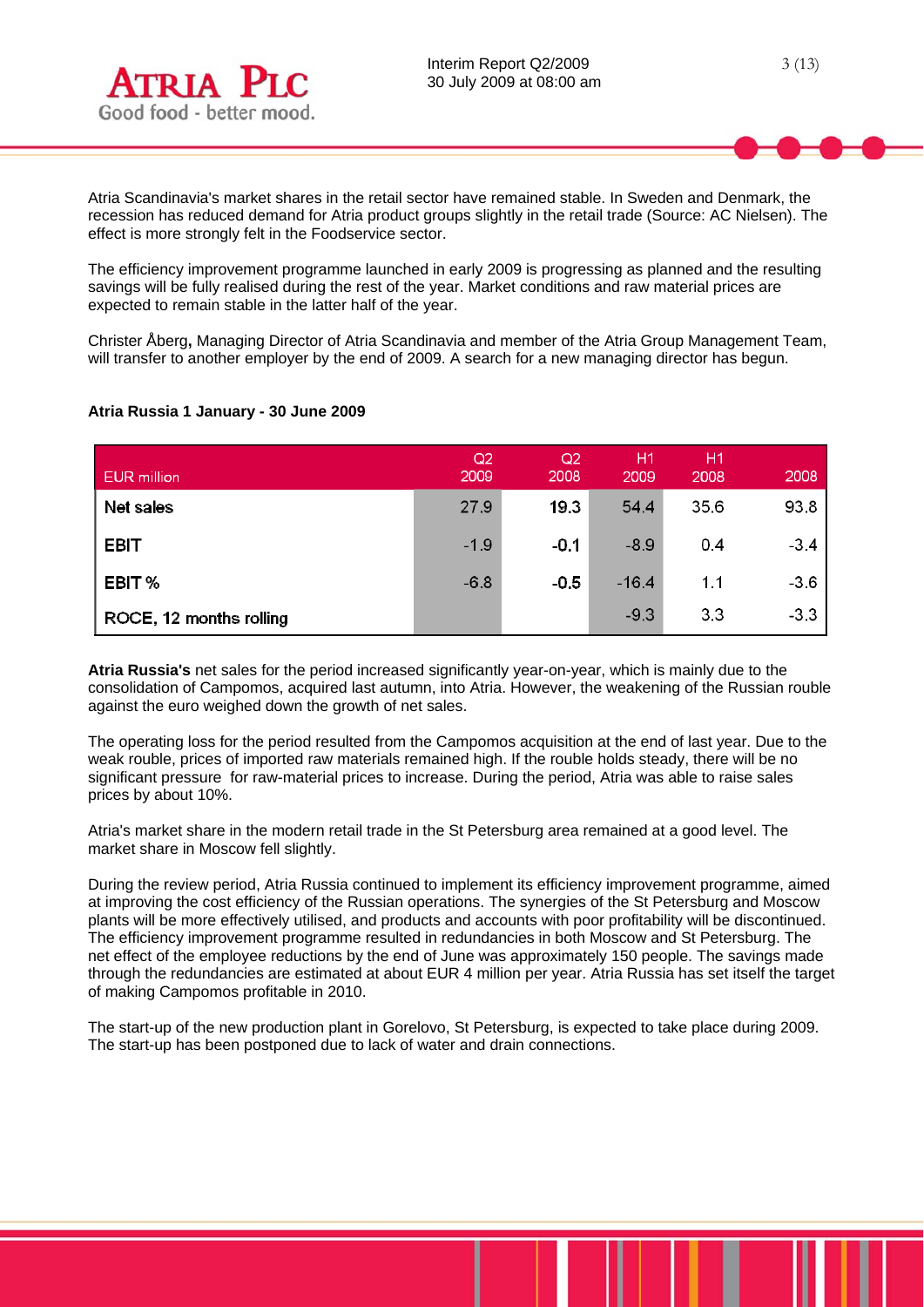Atria Scandinavia's market shares in the retail sector have remained stable. In Sweden and Denmark, the recession has reduced demand for Atria product groups slightly in the retail trade (Source: AC Nielsen). The effect is more strongly felt in the Foodservice sector.

The efficiency improvement programme launched in early 2009 is progressing as planned and the resulting savings will be fully realised during the rest of the year. Market conditions and raw material prices are expected to remain stable in the latter half of the year.

Christer Åberg**,** Managing Director of Atria Scandinavia and member of the Atria Group Management Team, will transfer to another employer by the end of 2009. A search for a new managing director has begun.

**Atria Russia 1 January - 30 June 2009**

| EUR million | Q2 2009 | Q2 2008 | H1 2009 | H1 2008 | 2008 |
|---|---|---|---|---|---|
| Net sales | 27.9 | 19.3 | 54.4 | 35.6 | 93.8 |
| EBIT | -1.9 | -0.1 | -8.9 | 0.4 | -3.4 |
| EBIT % | -6.8 | -0.5 | -16.4 | 1.1 | -3.6 |
| ROCE, 12 months rolling | | | -9.3 | 3.3 | -3.3 |

**Atria Russia's** net sales for the period increased significantly year-on-year, which is mainly due to the consolidation of Campomos, acquired last autumn, into Atria. However, the weakening of the Russian rouble against the euro weighed down the growth of net sales.

The operating loss for the period resulted from the Campomos acquisition at the end of last year. Due to the weak rouble, prices of imported raw materials remained high. If the rouble holds steady, there will be no significant pressure for raw-material prices to increase. During the period, Atria was able to raise sales prices by about 10%.

Atria's market share in the modern retail trade in the St Petersburg area remained at a good level. The market share in Moscow fell slightly.

During the review period, Atria Russia continued to implement its efficiency improvement programme, aimed at improving the cost efficiency of the Russian operations. The synergies of the St Petersburg and Moscow plants will be more effectively utilised, and products and accounts with poor profitability will be discontinued. The efficiency improvement programme resulted in redundancies in both Moscow and St Petersburg. The net effect of the employee reductions by the end of June was approximately 150 people. The savings made through the redundancies are estimated at about EUR 4 million per year. Atria Russia has set itself the target of making Campomos profitable in 2010.

The start-up of the new production plant in Gorelovo, St Petersburg, is expected to take place during 2009. The start-up has been postponed due to lack of water and drain connections.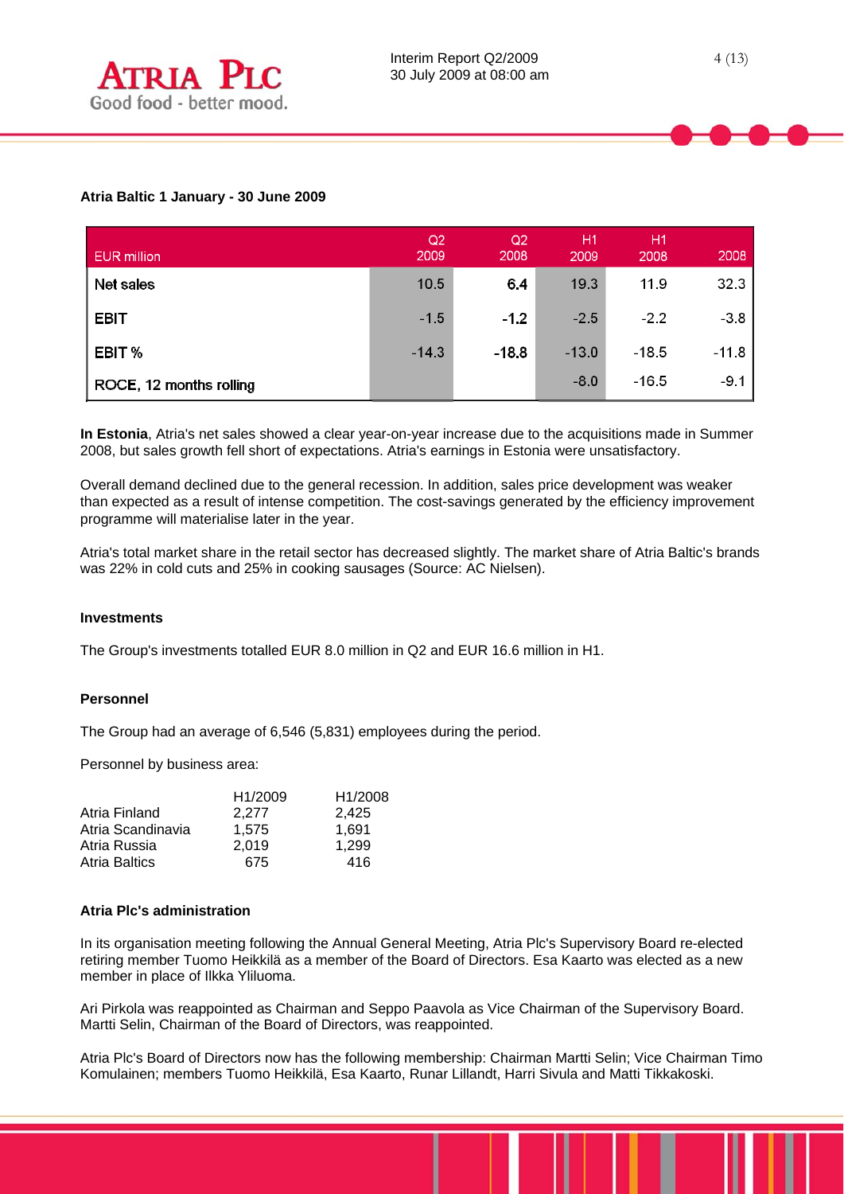### Atria Baltic 1 January - 30 June 2009

| EUR million | Q2 2009 | Q2 2008 | H1 2009 | H1 2008 | 2008 |
|---|---|---|---|---|---|
| Net sales | 10.5 | 6.4 | 19.3 | 11.9 | 32.3 |
| EBIT | -1.5 | -1.2 | -2.5 | -2.2 | -3.8 |
| EBIT % | -14.3 | -18.8 | -13.0 | -18.5 | -11.8 |
| ROCE, 12 months rolling | | | -8.0 | -16.5 | -9.1 |

**In Estonia**, Atria's net sales showed a clear year-on-year increase due to the acquisitions made in Summer 2008, but sales growth fell short of expectations. Atria's earnings in Estonia were unsatisfactory.

Overall demand declined due to the general recession. In addition, sales price development was weaker than expected as a result of intense competition. The cost-savings generated by the efficiency improvement programme will materialise later in the year.

Atria's total market share in the retail sector has decreased slightly. The market share of Atria Baltic's brands was 22% in cold cuts and 25% in cooking sausages (Source: AC Nielsen).

### Investments

The Group's investments totalled EUR 8.0 million in Q2 and EUR 16.6 million in H1.

### Personnel

The Group had an average of 6,546 (5,831) employees during the period.

Personnel by business area:

| | H1/2009 | H1/2008 |
|---|---|---|
| Atria Finland | 2,277 | 2,425 |
| Atria Scandinavia | 1,575 | 1,691 |
| Atria Russia | 2,019 | 1,299 |
| Atria Baltics | 675 | 416 |

### Atria Plc's administration

In its organisation meeting following the Annual General Meeting, Atria Plc's Supervisory Board re-elected retiring member Tuomo Heikkilä as a member of the Board of Directors. Esa Kaarto was elected as a new member in place of Ilkka Yliluoma.

Ari Pirkola was reappointed as Chairman and Seppo Paavola as Vice Chairman of the Supervisory Board. Martti Selin, Chairman of the Board of Directors, was reappointed.

Atria Plc's Board of Directors now has the following membership: Chairman Martti Selin; Vice Chairman Timo Komulainen; members Tuomo Heikkilä, Esa Kaarto, Runar Lillandt, Harri Sivula and Matti Tikkakoski.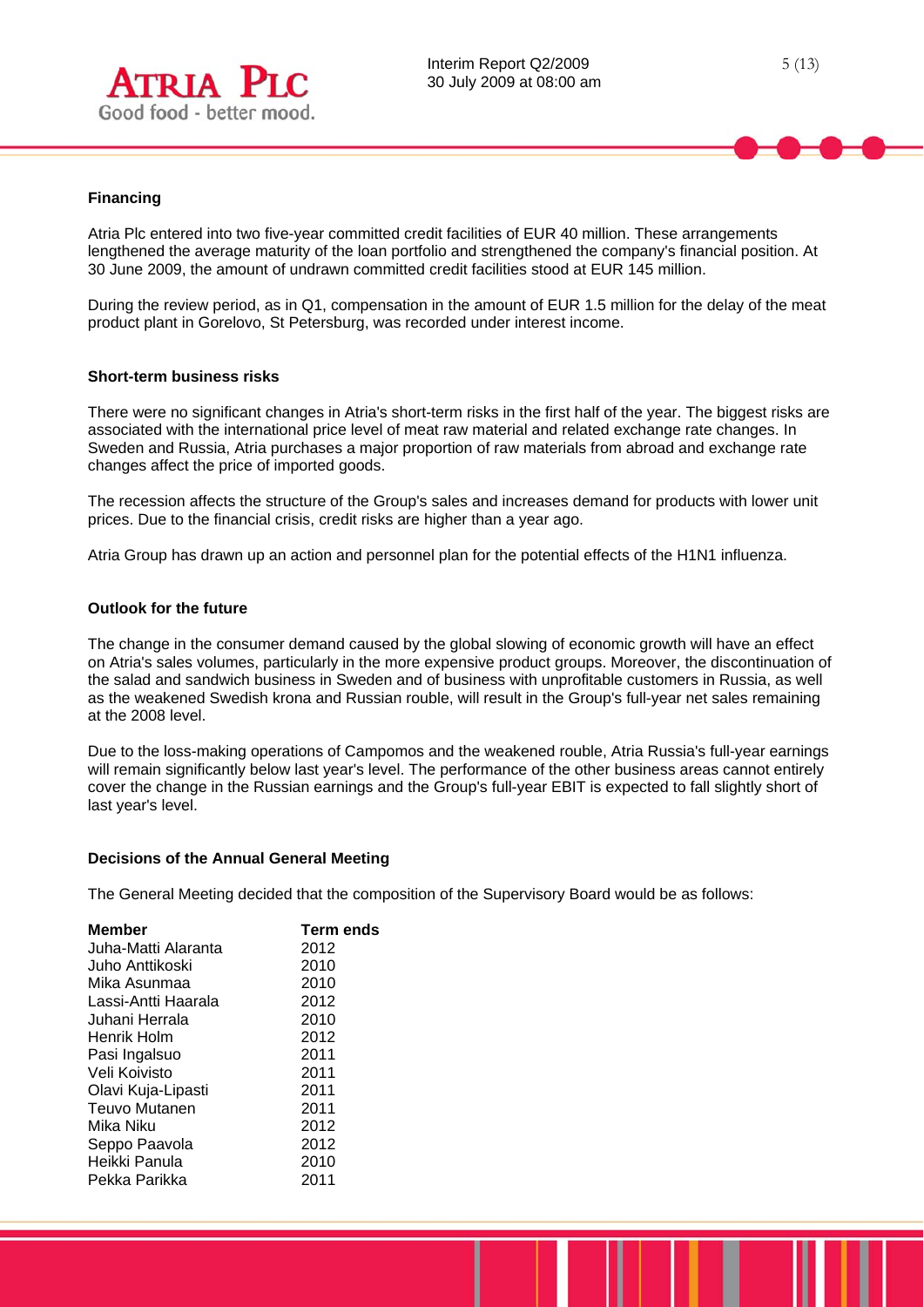## Financing

Atria Plc entered into two five-year committed credit facilities of EUR 40 million. These arrangements lengthened the average maturity of the loan portfolio and strengthened the company's financial position. At 30 June 2009, the amount of undrawn committed credit facilities stood at EUR 145 million.

During the review period, as in Q1, compensation in the amount of EUR 1.5 million for the delay of the meat product plant in Gorelovo, St Petersburg, was recorded under interest income.

## Short-term business risks

There were no significant changes in Atria's short-term risks in the first half of the year. The biggest risks are associated with the international price level of meat raw material and related exchange rate changes. In Sweden and Russia, Atria purchases a major proportion of raw materials from abroad and exchange rate changes affect the price of imported goods.

The recession affects the structure of the Group's sales and increases demand for products with lower unit prices. Due to the financial crisis, credit risks are higher than a year ago.

Atria Group has drawn up an action and personnel plan for the potential effects of the H1N1 influenza.

## Outlook for the future

The change in the consumer demand caused by the global slowing of economic growth will have an effect on Atria's sales volumes, particularly in the more expensive product groups. Moreover, the discontinuation of the salad and sandwich business in Sweden and of business with unprofitable customers in Russia, as well as the weakened Swedish krona and Russian rouble, will result in the Group's full-year net sales remaining at the 2008 level.

Due to the loss-making operations of Campomos and the weakened rouble, Atria Russia's full-year earnings will remain significantly below last year's level. The performance of the other business areas cannot entirely cover the change in the Russian earnings and the Group's full-year EBIT is expected to fall slightly short of last year's level.

## Decisions of the Annual General Meeting

The General Meeting decided that the composition of the Supervisory Board would be as follows:

| Member | Term ends |
|---|---|
| Juha-Matti Alaranta | 2012 |
| Juho Anttikoski | 2010 |
| Mika Asunmaa | 2010 |
| Lassi-Antti Haarala | 2012 |
| Juhani Herrala | 2010 |
| Henrik Holm | 2012 |
| Pasi Ingalsuo | 2011 |
| Veli Koivisto | 2011 |
| Olavi Kuja-Lipasti | 2011 |
| Teuvo Mutanen | 2011 |
| Mika Niku | 2012 |
| Seppo Paavola | 2012 |
| Heikki Panula | 2010 |
| Pekka Parikka | 2011 |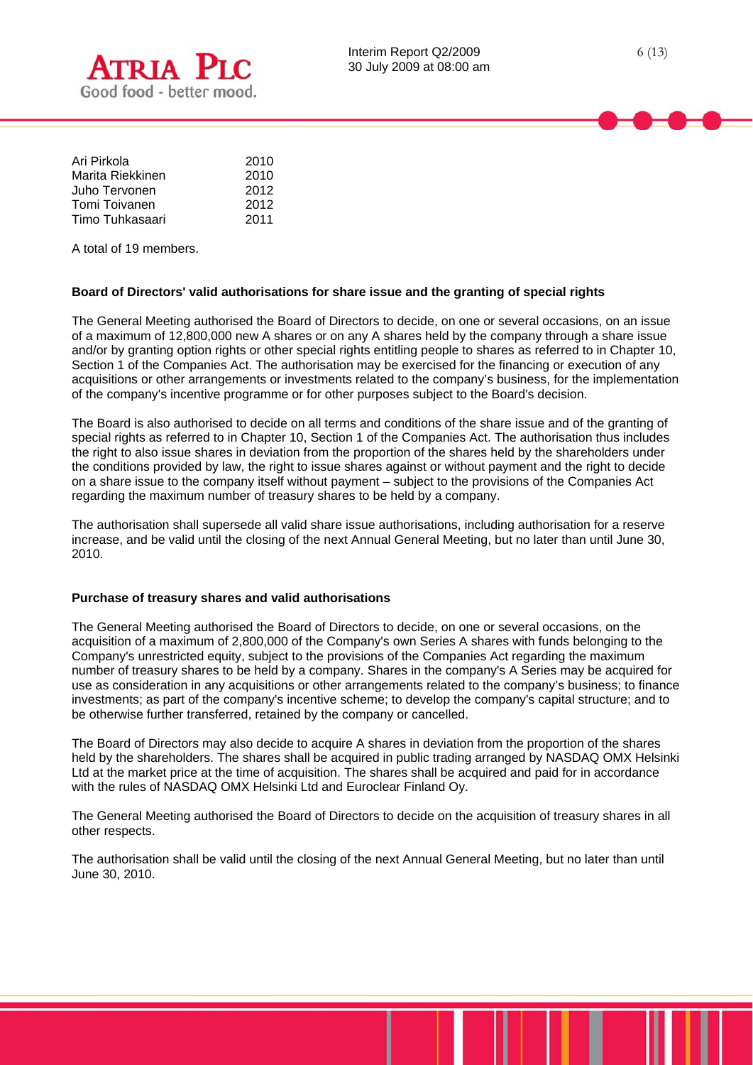| | |
|---|---|
| Ari Pirkola | 2010 |
| Marita Riekkinen | 2010 |
| Juho Tervonen | 2012 |
| Tomi Toivanen | 2012 |
| Timo Tuhkasaari | 2011 |

A total of 19 members.

**Board of Directors' valid authorisations for share issue and the granting of special rights**

The General Meeting authorised the Board of Directors to decide, on one or several occasions, on an issue of a maximum of 12,800,000 new A shares or on any A shares held by the company through a share issue and/or by granting option rights or other special rights entitling people to shares as referred to in Chapter 10, Section 1 of the Companies Act. The authorisation may be exercised for the financing or execution of any acquisitions or other arrangements or investments related to the company's business, for the implementation of the company's incentive programme or for other purposes subject to the Board's decision.

The Board is also authorised to decide on all terms and conditions of the share issue and of the granting of special rights as referred to in Chapter 10, Section 1 of the Companies Act. The authorisation thus includes the right to also issue shares in deviation from the proportion of the shares held by the shareholders under the conditions provided by law, the right to issue shares against or without payment and the right to decide on a share issue to the company itself without payment – subject to the provisions of the Companies Act regarding the maximum number of treasury shares to be held by a company.

The authorisation shall supersede all valid share issue authorisations, including authorisation for a reserve increase, and be valid until the closing of the next Annual General Meeting, but no later than until June 30, 2010.

**Purchase of treasury shares and valid authorisations**

The General Meeting authorised the Board of Directors to decide, on one or several occasions, on the acquisition of a maximum of 2,800,000 of the Company's own Series A shares with funds belonging to the Company's unrestricted equity, subject to the provisions of the Companies Act regarding the maximum number of treasury shares to be held by a company. Shares in the company's A Series may be acquired for use as consideration in any acquisitions or other arrangements related to the company's business; to finance investments; as part of the company's incentive scheme; to develop the company's capital structure; and to be otherwise further transferred, retained by the company or cancelled.

The Board of Directors may also decide to acquire A shares in deviation from the proportion of the shares held by the shareholders. The shares shall be acquired in public trading arranged by NASDAQ OMX Helsinki Ltd at the market price at the time of acquisition. The shares shall be acquired and paid for in accordance with the rules of NASDAQ OMX Helsinki Ltd and Euroclear Finland Oy.

The General Meeting authorised the Board of Directors to decide on the acquisition of treasury shares in all other respects.

The authorisation shall be valid until the closing of the next Annual General Meeting, but no later than until June 30, 2010.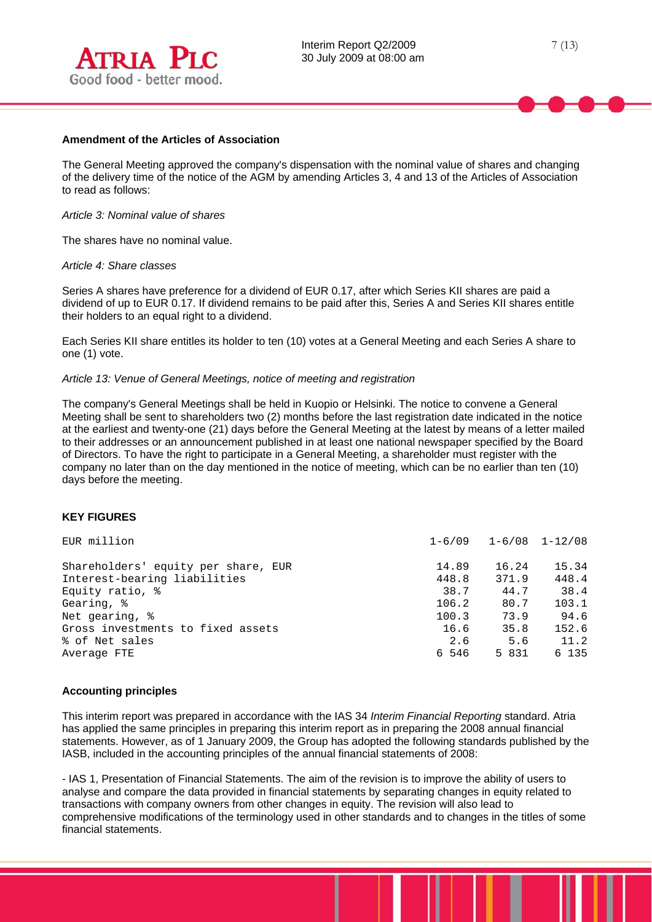**Amendment of the Articles of Association**

The General Meeting approved the company's dispensation with the nominal value of shares and changing of the delivery time of the notice of the AGM by amending Articles 3, 4 and 13 of the Articles of Association to read as follows:

*Article 3: Nominal value of shares*

The shares have no nominal value.

*Article 4: Share classes*

Series A shares have preference for a dividend of EUR 0.17, after which Series KII shares are paid a dividend of up to EUR 0.17. If dividend remains to be paid after this, Series A and Series KII shares entitle their holders to an equal right to a dividend.

Each Series KII share entitles its holder to ten (10) votes at a General Meeting and each Series A share to one (1) vote.

*Article 13: Venue of General Meetings, notice of meeting and registration*

The company's General Meetings shall be held in Kuopio or Helsinki. The notice to convene a General Meeting shall be sent to shareholders two (2) months before the last registration date indicated in the notice at the earliest and twenty-one (21) days before the General Meeting at the latest by means of a letter mailed to their addresses or an announcement published in at least one national newspaper specified by the Board of Directors. To have the right to participate in a General Meeting, a shareholder must register with the company no later than on the day mentioned in the notice of meeting, which can be no earlier than ten (10) days before the meeting.

**KEY FIGURES**

| EUR million | 1-6/09 | 1-6/08 | 1-12/08 |
|---|---|---|---|
| Shareholders' equity per share, EUR | 14.89 | 16.24 | 15.34 |
| Interest-bearing liabilities | 448.8 | 371.9 | 448.4 |
| Equity ratio, % | 38.7 | 44.7 | 38.4 |
| Gearing, % | 106.2 | 80.7 | 103.1 |
| Net gearing, % | 100.3 | 73.9 | 94.6 |
| Gross investments to fixed assets | 16.6 | 35.8 | 152.6 |
| % of Net sales | 2.6 | 5.6 | 11.2 |
| Average FTE | 6 546 | 5 831 | 6 135 |

**Accounting principles**

This interim report was prepared in accordance with the IAS 34 *Interim Financial Reporting* standard. Atria has applied the same principles in preparing this interim report as in preparing the 2008 annual financial statements. However, as of 1 January 2009, the Group has adopted the following standards published by the IASB, included in the accounting principles of the annual financial statements of 2008:

- IAS 1, Presentation of Financial Statements. The aim of the revision is to improve the ability of users to analyse and compare the data provided in financial statements by separating changes in equity related to transactions with company owners from other changes in equity. The revision will also lead to comprehensive modifications of the terminology used in other standards and to changes in the titles of some financial statements.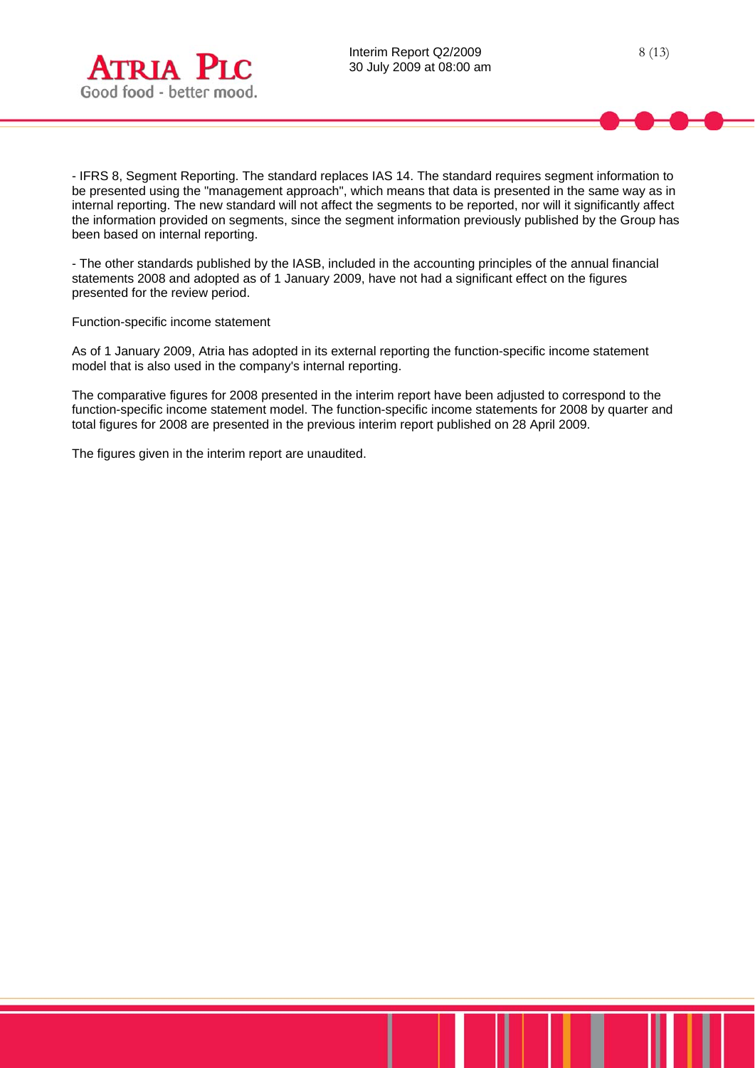- IFRS 8, Segment Reporting. The standard replaces IAS 14. The standard requires segment information to be presented using the "management approach", which means that data is presented in the same way as in internal reporting. The new standard will not affect the segments to be reported, nor will it significantly affect the information provided on segments, since the segment information previously published by the Group has been based on internal reporting.

- The other standards published by the IASB, included in the accounting principles of the annual financial statements 2008 and adopted as of 1 January 2009, have not had a significant effect on the figures presented for the review period.

Function-specific income statement

As of 1 January 2009, Atria has adopted in its external reporting the function-specific income statement model that is also used in the company's internal reporting.

The comparative figures for 2008 presented in the interim report have been adjusted to correspond to the function-specific income statement model. The function-specific income statements for 2008 by quarter and total figures for 2008 are presented in the previous interim report published on 28 April 2009.

The figures given in the interim report are unaudited.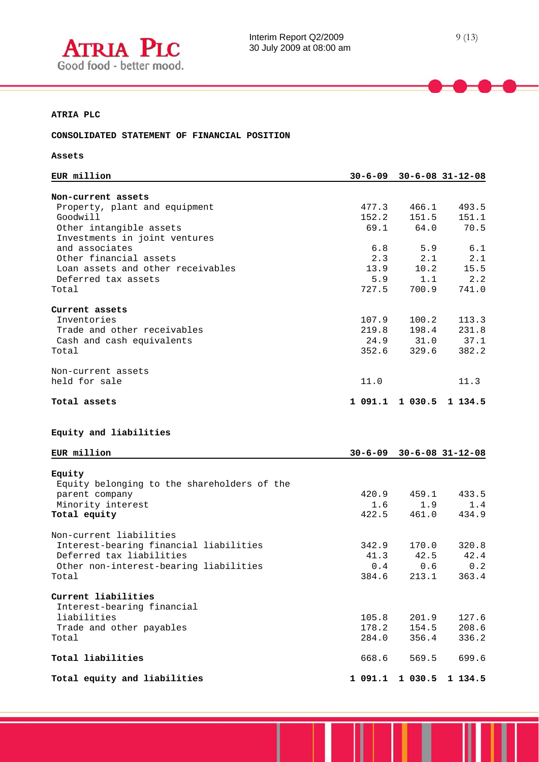**ATRIA PLC**

**CONSOLIDATED STATEMENT OF FINANCIAL POSITION**

**Assets**

| EUR million | 30-6-09 | 30-6-08 | 31-12-08 |
|---|---|---|---|
| **Non-current assets** | | | |
| Property, plant and equipment | 477.3 | 466.1 | 493.5 |
| Goodwill | 152.2 | 151.5 | 151.1 |
| Other intangible assets | 69.1 | 64.0 | 70.5 |
| Investments in joint ventures and associates | 6.8 | 5.9 | 6.1 |
| Other financial assets | 2.3 | 2.1 | 2.1 |
| Loan assets and other receivables | 13.9 | 10.2 | 15.5 |
| Deferred tax assets | 5.9 | 1.1 | 2.2 |
| Total | 727.5 | 700.9 | 741.0 |
| **Current assets** | | | |
| Inventories | 107.9 | 100.2 | 113.3 |
| Trade and other receivables | 219.8 | 198.4 | 231.8 |
| Cash and cash equivalents | 24.9 | 31.0 | 37.1 |
| Total | 352.6 | 329.6 | 382.2 |
| Non-current assets held for sale | 11.0 | | 11.3 |
| **Total assets** | **1 091.1** | **1 030.5** | **1 134.5** |

**Equity and liabilities**

| EUR million | 30-6-09 | 30-6-08 | 31-12-08 |
|---|---|---|---|
| **Equity** | | | |
| Equity belonging to the shareholders of the parent company | 420.9 | 459.1 | 433.5 |
| Minority interest | 1.6 | 1.9 | 1.4 |
| **Total equity** | 422.5 | 461.0 | 434.9 |
| Non-current liabilities | | | |
| Interest-bearing financial liabilities | 342.9 | 170.0 | 320.8 |
| Deferred tax liabilities | 41.3 | 42.5 | 42.4 |
| Other non-interest-bearing liabilities | 0.4 | 0.6 | 0.2 |
| Total | 384.6 | 213.1 | 363.4 |
| **Current liabilities** | | | |
| Interest-bearing financial liabilities | 105.8 | 201.9 | 127.6 |
| Trade and other payables | 178.2 | 154.5 | 208.6 |
| Total | 284.0 | 356.4 | 336.2 |
| **Total liabilities** | 668.6 | 569.5 | 699.6 |
| **Total equity and liabilities** | **1 091.1** | **1 030.5** | **1 134.5** |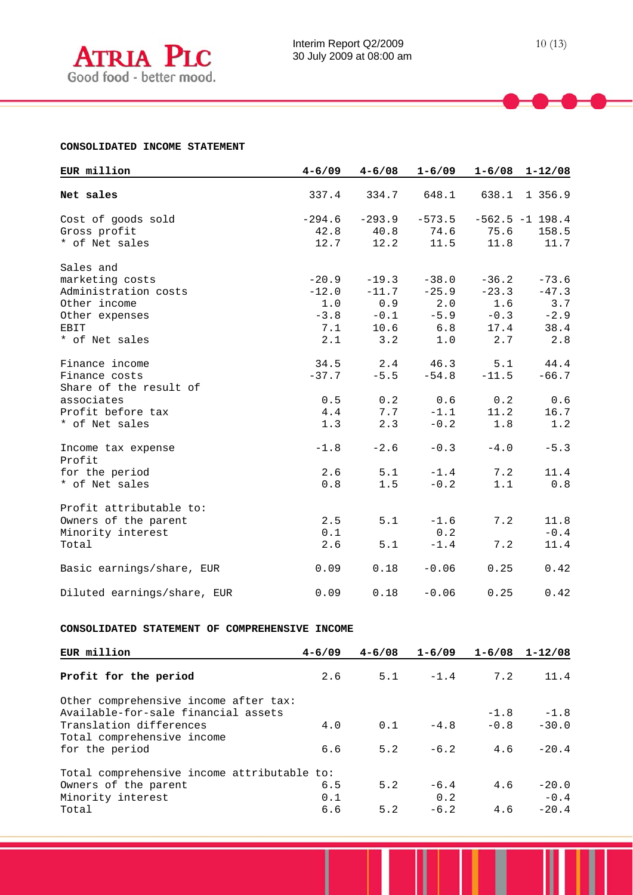**CONSOLIDATED INCOME STATEMENT**

| EUR million | 4-6/09 | 4-6/08 | 1-6/09 | 1-6/08 | 1-12/08 |
|---|---|---|---|---|---|
| **Net sales** | 337.4 | 334.7 | 648.1 | 638.1 | 1 356.9 |
| Cost of goods sold | -294.6 | -293.9 | -573.5 | -562.5 | -1 198.4 |
| Gross profit | 42.8 | 40.8 | 74.6 | 75.6 | 158.5 |
| * of Net sales | 12.7 | 12.2 | 11.5 | 11.8 | 11.7 |
| Sales and marketing costs | -20.9 | -19.3 | -38.0 | -36.2 | -73.6 |
| Administration costs | -12.0 | -11.7 | -25.9 | -23.3 | -47.3 |
| Other income | 1.0 | 0.9 | 2.0 | 1.6 | 3.7 |
| Other expenses | -3.8 | -0.1 | -5.9 | -0.3 | -2.9 |
| EBIT | 7.1 | 10.6 | 6.8 | 17.4 | 38.4 |
| * of Net sales | 2.1 | 3.2 | 1.0 | 2.7 | 2.8 |
| Finance income | 34.5 | 2.4 | 46.3 | 5.1 | 44.4 |
| Finance costs | -37.7 | -5.5 | -54.8 | -11.5 | -66.7 |
| Share of the result of associates | 0.5 | 0.2 | 0.6 | 0.2 | 0.6 |
| Profit before tax | 4.4 | 7.7 | -1.1 | 11.2 | 16.7 |
| * of Net sales | 1.3 | 2.3 | -0.2 | 1.8 | 1.2 |
| Income tax expense | -1.8 | -2.6 | -0.3 | -4.0 | -5.3 |
| Profit for the period | 2.6 | 5.1 | -1.4 | 7.2 | 11.4 |
| * of Net sales | 0.8 | 1.5 | -0.2 | 1.1 | 0.8 |
| Profit attributable to: | | | | | |
| Owners of the parent | 2.5 | 5.1 | -1.6 | 7.2 | 11.8 |
| Minority interest | 0.1 | | 0.2 | | -0.4 |
| Total | 2.6 | 5.1 | -1.4 | 7.2 | 11.4 |
| Basic earnings/share, EUR | 0.09 | 0.18 | -0.06 | 0.25 | 0.42 |
| Diluted earnings/share, EUR | 0.09 | 0.18 | -0.06 | 0.25 | 0.42 |

**CONSOLIDATED STATEMENT OF COMPREHENSIVE INCOME**

| EUR million | 4-6/09 | 4-6/08 | 1-6/09 | 1-6/08 | 1-12/08 |
|---|---|---|---|---|---|
| **Profit for the period** | 2.6 | 5.1 | -1.4 | 7.2 | 11.4 |
| Other comprehensive income after tax: | | | | | |
| Available-for-sale financial assets | | | | -1.8 | -1.8 |
| Translation differences | 4.0 | 0.1 | -4.8 | -0.8 | -30.0 |
| Total comprehensive income for the period | 6.6 | 5.2 | -6.2 | 4.6 | -20.4 |
| Total comprehensive income attributable to: | | | | | |
| Owners of the parent | 6.5 | 5.2 | -6.4 | 4.6 | -20.0 |
| Minority interest | 0.1 | | 0.2 | | -0.4 |
| Total | 6.6 | 5.2 | -6.2 | 4.6 | -20.4 |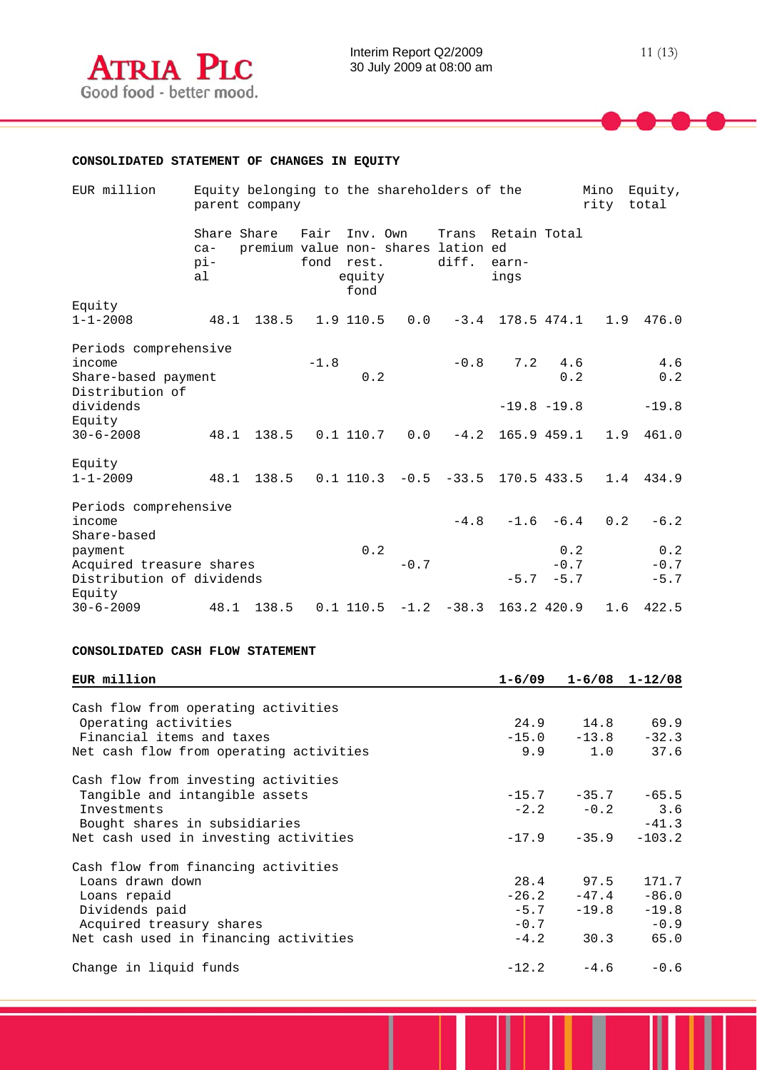**CONSOLIDATED STATEMENT OF CHANGES IN EQUITY**

| EUR million | Equity belonging to the shareholders of the parent company | | | | | | | | Minority | Equity, total |
|---|---|---|---|---|---|---|---|---|---|---|
| | Share capital | Share premium | Fair value fond | Inv. non-rest. equity fond | Own shares | Translation diff. | Retained earnings | Total | | |
| Equity 1-1-2008 | 48.1 | 138.5 | 1.9 | 110.5 | 0.0 | -3.4 | 178.5 | 474.1 | 1.9 | 476.0 |
| Periods comprehensive income | | | -1.8 | | | -0.8 | 7.2 | 4.6 | | 4.6 |
| Share-based payment | | | | 0.2 | | | | 0.2 | | 0.2 |
| Distribution of dividends | | | | | | | -19.8 | -19.8 | | -19.8 |
| Equity 30-6-2008 | 48.1 | 138.5 | 0.1 | 110.7 | 0.0 | -4.2 | 165.9 | 459.1 | 1.9 | 461.0 |
| Equity 1-1-2009 | 48.1 | 138.5 | 0.1 | 110.3 | -0.5 | -33.5 | 170.5 | 433.5 | 1.4 | 434.9 |
| Periods comprehensive income | | | | | | -4.8 | -1.6 | -6.4 | 0.2 | -6.2 |
| Share-based payment | | | | 0.2 | | | | 0.2 | | 0.2 |
| Acquired treasure shares | | | | | -0.7 | | | -0.7 | | -0.7 |
| Distribution of dividends | | | | | | | -5.7 | -5.7 | | -5.7 |
| Equity 30-6-2009 | 48.1 | 138.5 | 0.1 | 110.5 | -1.2 | -38.3 | 163.2 | 420.9 | 1.6 | 422.5 |

**CONSOLIDATED CASH FLOW STATEMENT**

| EUR million | 1-6/09 | 1-6/08 | 1-12/08 |
|---|---|---|---|
| Cash flow from operating activities | | | |
| Operating activities | 24.9 | 14.8 | 69.9 |
| Financial items and taxes | -15.0 | -13.8 | -32.3 |
| Net cash flow from operating activities | 9.9 | 1.0 | 37.6 |
| Cash flow from investing activities | | | |
| Tangible and intangible assets | -15.7 | -35.7 | -65.5 |
| Investments | -2.2 | -0.2 | 3.6 |
| Bought shares in subsidiaries | | | -41.3 |
| Net cash used in investing activities | -17.9 | -35.9 | -103.2 |
| Cash flow from financing activities | | | |
| Loans drawn down | 28.4 | 97.5 | 171.7 |
| Loans repaid | -26.2 | -47.4 | -86.0 |
| Dividends paid | -5.7 | -19.8 | -19.8 |
| Acquired treasury shares | -0.7 | | -0.9 |
| Net cash used in financing activities | -4.2 | 30.3 | 65.0 |
| Change in liquid funds | -12.2 | -4.6 | -0.6 |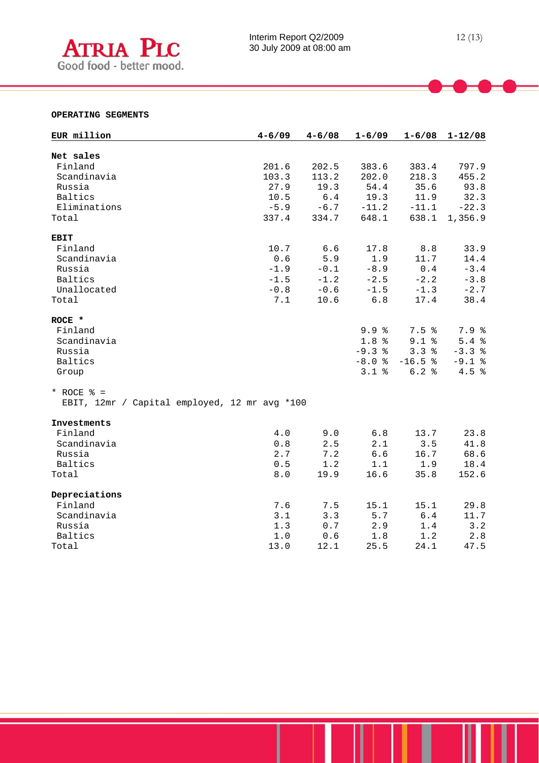**OPERATING SEGMENTS**

| EUR million | 4-6/09 | 4-6/08 | 1-6/09 | 1-6/08 | 1-12/08 |
|---|---|---|---|---|---|
| **Net sales** | | | | | |
| Finland | 201.6 | 202.5 | 383.6 | 383.4 | 797.9 |
| Scandinavia | 103.3 | 113.2 | 202.0 | 218.3 | 455.2 |
| Russia | 27.9 | 19.3 | 54.4 | 35.6 | 93.8 |
| Baltics | 10.5 | 6.4 | 19.3 | 11.9 | 32.3 |
| Eliminations | -5.9 | -6.7 | -11.2 | -11.1 | -22.3 |
| Total | 337.4 | 334.7 | 648.1 | 638.1 | 1,356.9 |
| **EBIT** | | | | | |
| Finland | 10.7 | 6.6 | 17.8 | 8.8 | 33.9 |
| Scandinavia | 0.6 | 5.9 | 1.9 | 11.7 | 14.4 |
| Russia | -1.9 | -0.1 | -8.9 | 0.4 | -3.4 |
| Baltics | -1.5 | -1.2 | -2.5 | -2.2 | -3.8 |
| Unallocated | -0.8 | -0.6 | -1.5 | -1.3 | -2.7 |
| Total | 7.1 | 10.6 | 6.8 | 17.4 | 38.4 |
| **ROCE** * | | | | | |
| Finland | | | 9.9 % | 7.5 % | 7.9 % |
| Scandinavia | | | 1.8 % | 9.1 % | 5.4 % |
| Russia | | | -9.3 % | 3.3 % | -3.3 % |
| Baltics | | | -8.0 % | -16.5 % | -9.1 % |
| Group | | | 3.1 % | 6.2 % | 4.5 % |

* ROCE % =
EBIT, 12mr / Capital employed, 12 mr avg *100

| EUR million | 4-6/09 | 4-6/08 | 1-6/09 | 1-6/08 | 1-12/08 |
|---|---|---|---|---|---|
| **Investments** | | | | | |
| Finland | 4.0 | 9.0 | 6.8 | 13.7 | 23.8 |
| Scandinavia | 0.8 | 2.5 | 2.1 | 3.5 | 41.8 |
| Russia | 2.7 | 7.2 | 6.6 | 16.7 | 68.6 |
| Baltics | 0.5 | 1.2 | 1.1 | 1.9 | 18.4 |
| Total | 8.0 | 19.9 | 16.6 | 35.8 | 152.6 |
| **Depreciations** | | | | | |
| Finland | 7.6 | 7.5 | 15.1 | 15.1 | 29.8 |
| Scandinavia | 3.1 | 3.3 | 5.7 | 6.4 | 11.7 |
| Russia | 1.3 | 0.7 | 2.9 | 1.4 | 3.2 |
| Baltics | 1.0 | 0.6 | 1.8 | 1.2 | 2.8 |
| Total | 13.0 | 12.1 | 25.5 | 24.1 | 47.5 |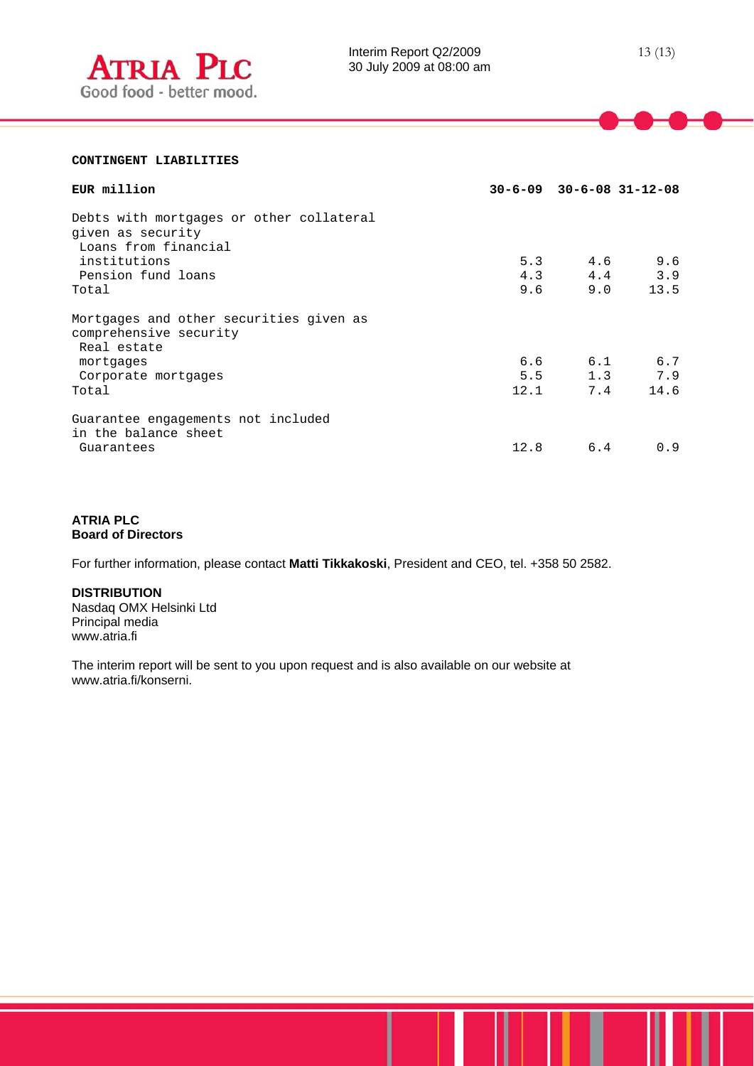**CONTINGENT LIABILITIES**

| EUR million | 30-6-09 | 30-6-08 | 31-12-08 |
|---|---|---|---|
| Debts with mortgages or other collateral given as security | | | |
| Loans from financial institutions | 5.3 | 4.6 | 9.6 |
| Pension fund loans | 4.3 | 4.4 | 3.9 |
| Total | 9.6 | 9.0 | 13.5 |
| Mortgages and other securities given as comprehensive security | | | |
| Real estate mortgages | 6.6 | 6.1 | 6.7 |
| Corporate mortgages | 5.5 | 1.3 | 7.9 |
| Total | 12.1 | 7.4 | 14.6 |
| Guarantee engagements not included in the balance sheet | | | |
| Guarantees | 12.8 | 6.4 | 0.9 |

**ATRIA PLC**
**Board of Directors**

For further information, please contact **Matti Tikkakoski**, President and CEO, tel. +358 50 2582.

**DISTRIBUTION**
Nasdaq OMX Helsinki Ltd
Principal media
www.atria.fi

The interim report will be sent to you upon request and is also available on our website at www.atria.fi/konserni.